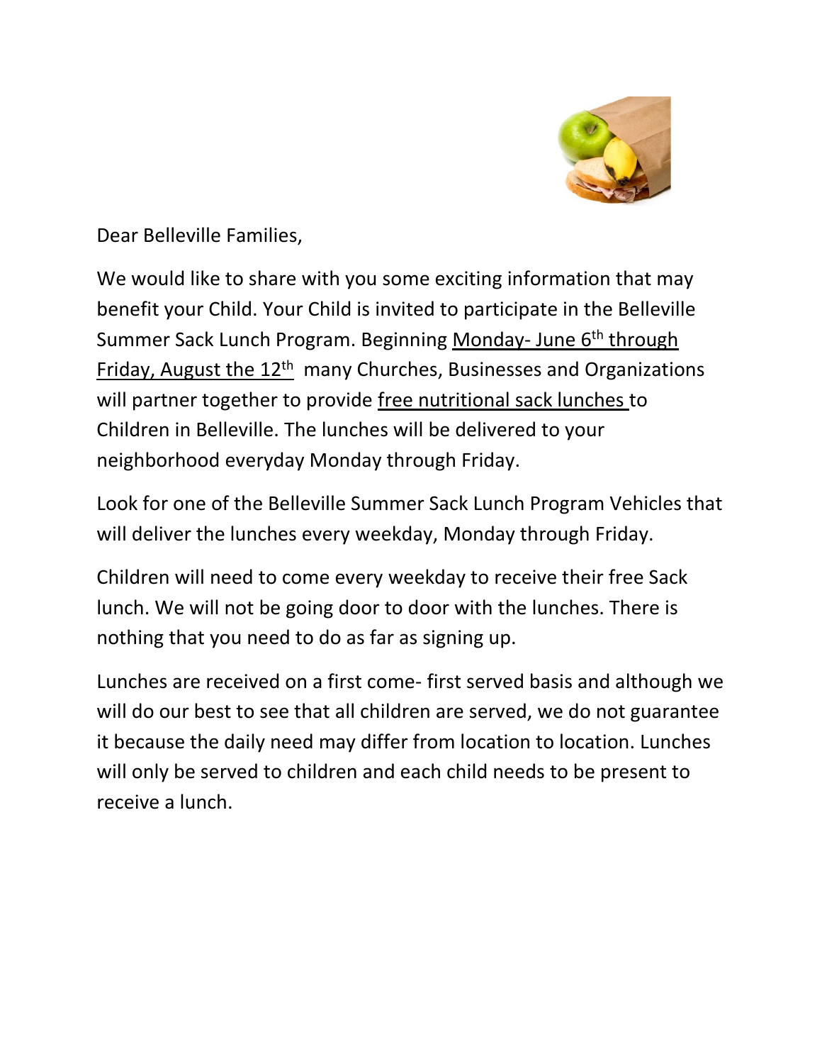Dear Belleville Families,

We would like to share with you some exciting information that may benefit your Child. Your Child is invited to participate in the Belleville Summer Sack Lunch Program. Beginning <u>Monday- June 6th through Friday, August the 12th</u> many Churches, Businesses and Organizations will partner together to provide <u>free nutritional sack lunches</u> to Children in Belleville. The lunches will be delivered to your neighborhood everyday Monday through Friday.

Look for one of the Belleville Summer Sack Lunch Program Vehicles that will deliver the lunches every weekday, Monday through Friday.

Children will need to come every weekday to receive their free Sack lunch. We will not be going door to door with the lunches. There is nothing that you need to do as far as signing up.

Lunches are received on a first come- first served basis and although we will do our best to see that all children are served, we do not guarantee it because the daily need may differ from location to location. Lunches will only be served to children and each child needs to be present to receive a lunch.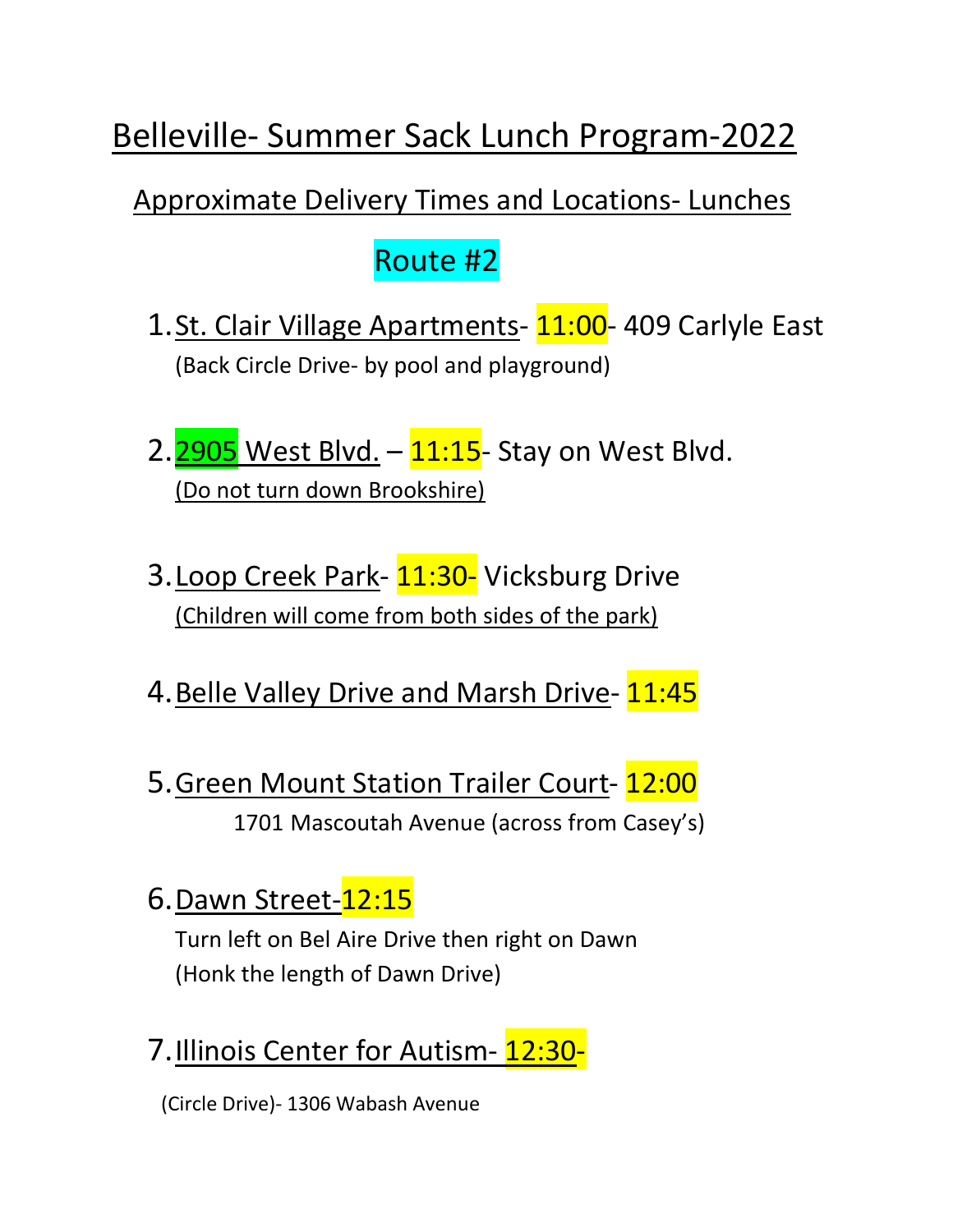# Belleville- Summer Sack Lunch Program-2022

## Approximate Delivery Times and Locations- Lunches

## Route #2

1. St. Clair Village Apartments- 11:00- 409 Carlyle East
   (Back Circle Drive- by pool and playground)

2. 2905 West Blvd. – 11:15- Stay on West Blvd.
   (Do not turn down Brookshire)

3. Loop Creek Park- 11:30- Vicksburg Drive
   (Children will come from both sides of the park)

4. Belle Valley Drive and Marsh Drive- 11:45

5. Green Mount Station Trailer Court- 12:00
   1701 Mascoutah Avenue (across from Casey's)

6. Dawn Street-12:15
   Turn left on Bel Aire Drive then right on Dawn
   (Honk the length of Dawn Drive)

7. Illinois Center for Autism- 12:30-
   (Circle Drive)- 1306 Wabash Avenue